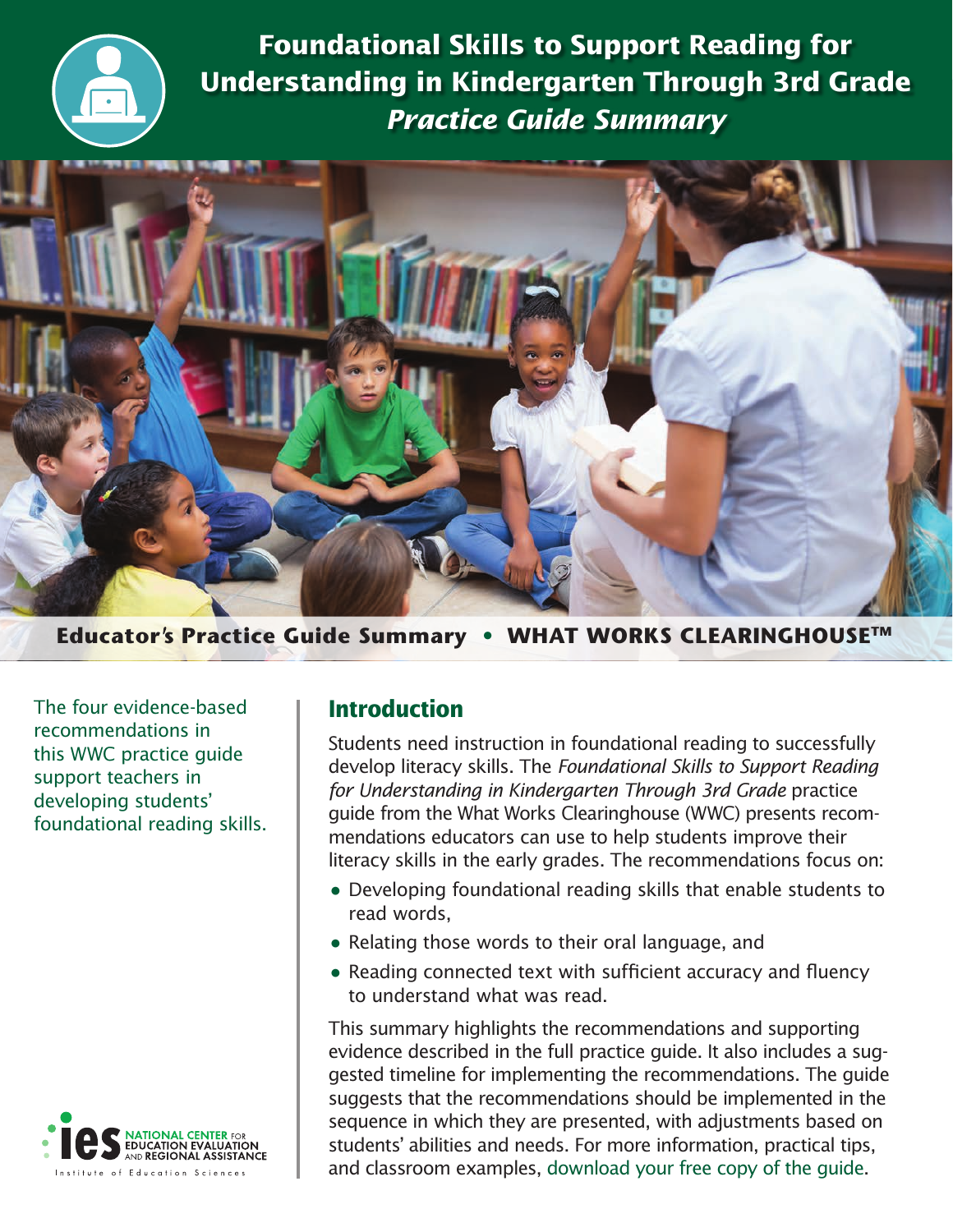# Foundational Skills to Support Reading for Understanding in Kindergarten Through 3rd Grade

## *Practice Guide Summary*

**Educator's Practice Guide Summary • WHAT WORKS CLEARINGHOUSE™**

The four evidence-based recommendations in this WWC practice guide support teachers in developing students' foundational reading skills.

## Introduction

Students need instruction in foundational reading to successfully develop literacy skills. The *Foundational Skills to Support Reading for Understanding in Kindergarten Through 3rd Grade* practice guide from the What Works Clearinghouse (WWC) presents recommendations educators can use to help students improve their literacy skills in the early grades. The recommendations focus on:

- Developing foundational reading skills that enable students to read words,
- Relating those words to their oral language, and
- Reading connected text with sufficient accuracy and fluency to understand what was read.

This summary highlights the recommendations and supporting evidence described in the full practice guide. It also includes a suggested timeline for implementing the recommendations. The guide suggests that the recommendations should be implemented in the sequence in which they are presented, with adjustments based on students' abilities and needs. For more information, practical tips, and classroom examples, download your free copy of the guide.

IES NATIONAL CENTER FOR EDUCATION EVALUATION AND REGIONAL ASSISTANCE
Institute of Education Sciences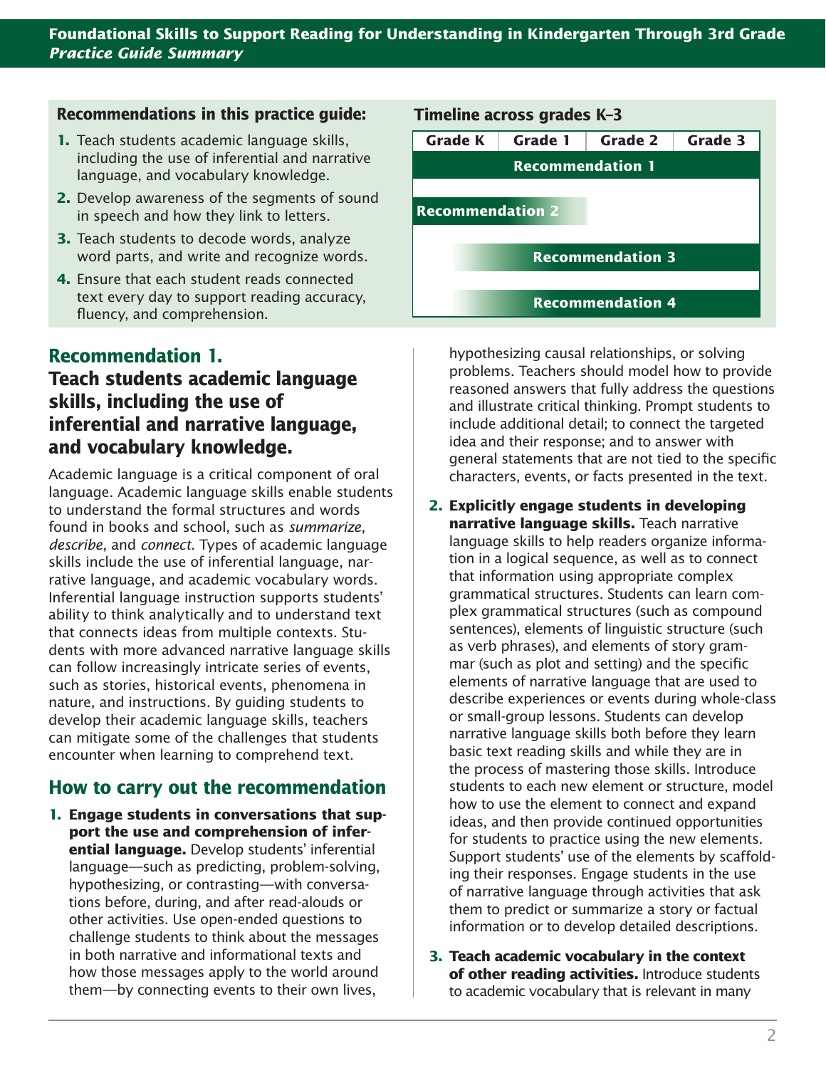**Recommendations in this practice guide:**

1. Teach students academic language skills, including the use of inferential and narrative language, and vocabulary knowledge.
2. Develop awareness of the segments of sound in speech and how they link to letters.
3. Teach students to decode words, analyze word parts, and write and recognize words.
4. Ensure that each student reads connected text every day to support reading accuracy, fluency, and comprehension.

**Timeline across grades K–3**

| Grade K | Grade 1 | Grade 2 | Grade 3 |
|---|---|---|---|
| Recommendation 1 | Recommendation 1 | Recommendation 1 | Recommendation 1 |
| Recommendation 2 | Recommendation 2 | | |
| | Recommendation 3 | Recommendation 3 | Recommendation 3 |
| | Recommendation 4 | Recommendation 4 | Recommendation 4 |

## Recommendation 1.

## Teach students academic language skills, including the use of inferential and narrative language, and vocabulary knowledge.

Academic language is a critical component of oral language. Academic language skills enable students to understand the formal structures and words found in books and school, such as *summarize*, *describe*, and *connect*. Types of academic language skills include the use of inferential language, narrative language, and academic vocabulary words. Inferential language instruction supports students' ability to think analytically and to understand text that connects ideas from multiple contexts. Students with more advanced narrative language skills can follow increasingly intricate series of events, such as stories, historical events, phenomena in nature, and instructions. By guiding students to develop their academic language skills, teachers can mitigate some of the challenges that students encounter when learning to comprehend text.

### How to carry out the recommendation

1. **Engage students in conversations that support the use and comprehension of inferential language.** Develop students' inferential language—such as predicting, problem-solving, hypothesizing, or contrasting—with conversations before, during, and after read-alouds or other activities. Use open-ended questions to challenge students to think about the messages in both narrative and informational texts and how those messages apply to the world around them—by connecting events to their own lives, hypothesizing causal relationships, or solving problems. Teachers should model how to provide reasoned answers that fully address the questions and illustrate critical thinking. Prompt students to include additional detail; to connect the targeted idea and their response; and to answer with general statements that are not tied to the specific characters, events, or facts presented in the text.

2. **Explicitly engage students in developing narrative language skills.** Teach narrative language skills to help readers organize information in a logical sequence, as well as to connect that information using appropriate complex grammatical structures. Students can learn complex grammatical structures (such as compound sentences), elements of linguistic structure (such as verb phrases), and elements of story grammar (such as plot and setting) and the specific elements of narrative language that are used to describe experiences or events during whole-class or small-group lessons. Students can develop narrative language skills both before they learn basic text reading skills and while they are in the process of mastering those skills. Introduce students to each new element or structure, model how to use the element to connect and expand ideas, and then provide continued opportunities for students to practice using the new elements. Support students' use of the elements by scaffolding their responses. Engage students in the use of narrative language through activities that ask them to predict or summarize a story or factual information or to develop detailed descriptions.

3. **Teach academic vocabulary in the context of other reading activities.** Introduce students to academic vocabulary that is relevant in many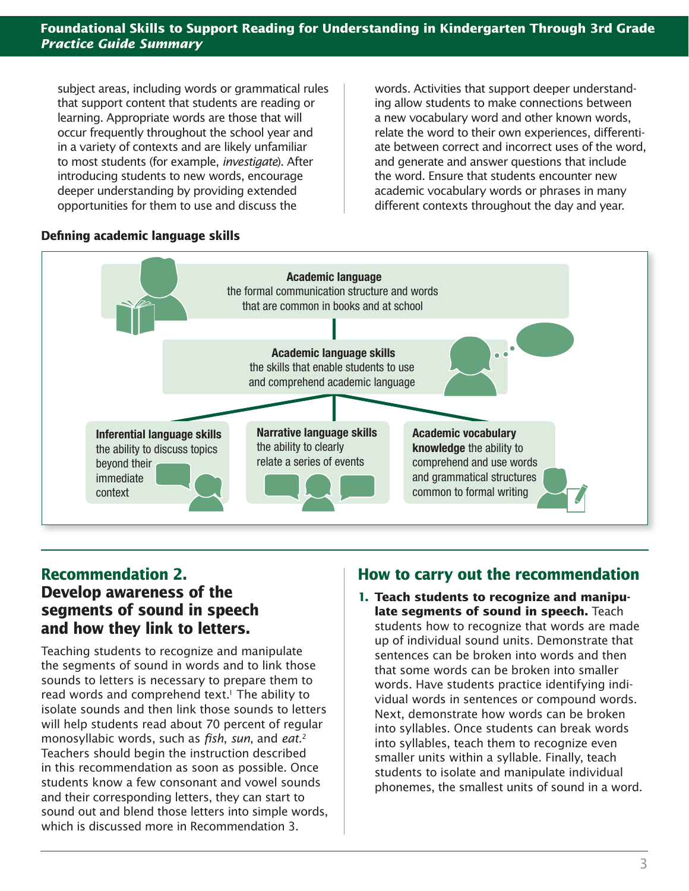subject areas, including words or grammatical rules that support content that students are reading or learning. Appropriate words are those that will occur frequently throughout the school year and in a variety of contexts and are likely unfamiliar to most students (for example, *investigate*). After introducing students to new words, encourage deeper understanding by providing extended opportunities for them to use and discuss the words. Activities that support deeper understanding allow students to make connections between a new vocabulary word and other known words, relate the word to their own experiences, differentiate between correct and incorrect uses of the word, and generate and answer questions that include the word. Ensure that students encounter new academic vocabulary words or phrases in many different contexts throughout the day and year.

**Defining academic language skills**

**Academic language** the formal communication structure and words that are common in books and at school

**Academic language skills** the skills that enable students to use and comprehend academic language

**Inferential language skills** the ability to discuss topics beyond their immediate context

**Narrative language skills** the ability to clearly relate a series of events

**Academic vocabulary knowledge** the ability to comprehend and use words and grammatical structures common to formal writing

## Recommendation 2. Develop awareness of the segments of sound in speech and how they link to letters.

Teaching students to recognize and manipulate the segments of sound in words and to link those sounds to letters is necessary to prepare them to read words and comprehend text.[1] The ability to isolate sounds and then link those sounds to letters will help students read about 70 percent of regular monosyllabic words, such as *fish*, *sun*, and *eat*.[2] Teachers should begin the instruction described in this recommendation as soon as possible. Once students know a few consonant and vowel sounds and their corresponding letters, they can start to sound out and blend those letters into simple words, which is discussed more in Recommendation 3.

## How to carry out the recommendation

1. **Teach students to recognize and manipulate segments of sound in speech.** Teach students how to recognize that words are made up of individual sound units. Demonstrate that sentences can be broken into words and then that some words can be broken into smaller words. Have students practice identifying individual words in sentences or compound words. Next, demonstrate how words can be broken into syllables. Once students can break words into syllables, teach them to recognize even smaller units within a syllable. Finally, teach students to isolate and manipulate individual phonemes, the smallest units of sound in a word.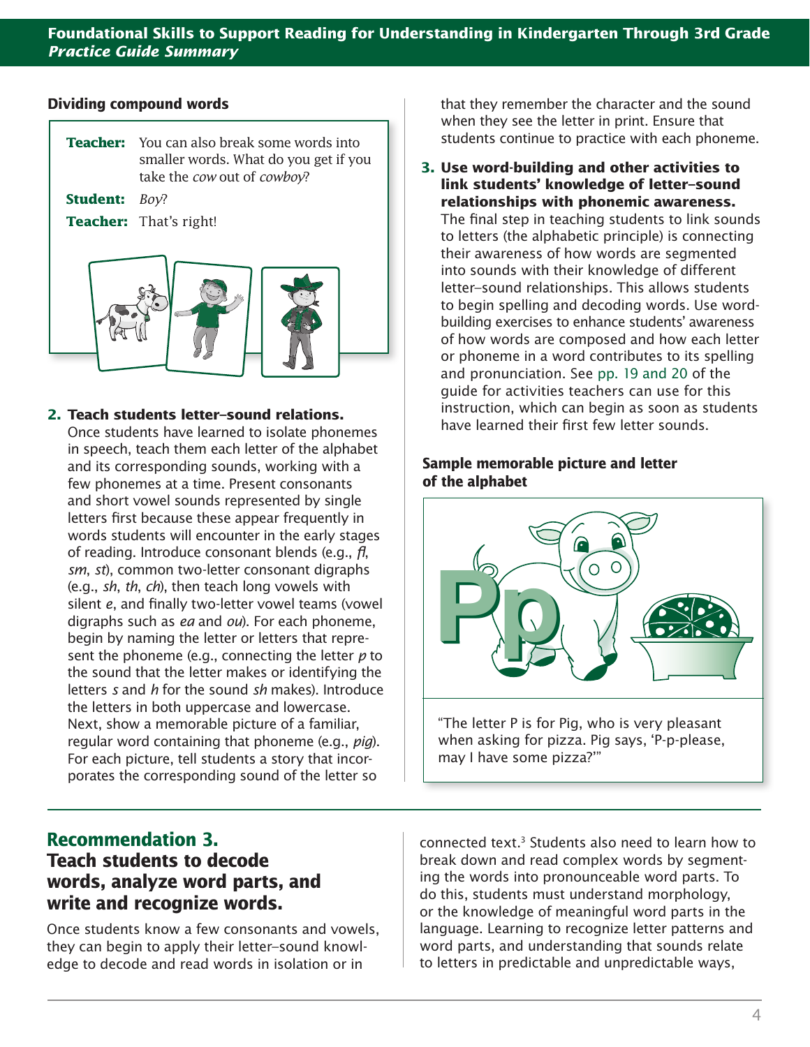**Dividing compound words**

**Teacher:** You can also break some words into smaller words. What do you get if you take the *cow* out of *cowboy*?

**Student:** *Boy*?

**Teacher:** That's right!

2. **Teach students letter–sound relations.** Once students have learned to isolate phonemes in speech, teach them each letter of the alphabet and its corresponding sounds, working with a few phonemes at a time. Present consonants and short vowel sounds represented by single letters first because these appear frequently in words students will encounter in the early stages of reading. Introduce consonant blends (e.g., *fl*, *sm*, *st*), common two-letter consonant digraphs (e.g., *sh*, *th*, *ch*), then teach long vowels with silent *e*, and finally two-letter vowel teams (vowel digraphs such as *ea* and *ou*). For each phoneme, begin by naming the letter or letters that represent the phoneme (e.g., connecting the letter *p* to the sound that the letter makes or identifying the letters *s* and *h* for the sound *sh* makes). Introduce the letters in both uppercase and lowercase. Next, show a memorable picture of a familiar, regular word containing that phoneme (e.g., *pig*). For each picture, tell students a story that incorporates the corresponding sound of the letter so that they remember the character and the sound when they see the letter in print. Ensure that students continue to practice with each phoneme.

3. **Use word-building and other activities to link students' knowledge of letter–sound relationships with phonemic awareness.** The final step in teaching students to link sounds to letters (the alphabetic principle) is connecting their awareness of how words are segmented into sounds with their knowledge of different letter–sound relationships. This allows students to begin spelling and decoding words. Use word-building exercises to enhance students' awareness of how words are composed and how each letter or phoneme in a word contributes to its spelling and pronunciation. See pp. 19 and 20 of the guide for activities teachers can use for this instruction, which can begin as soon as students have learned their first few letter sounds.

**Sample memorable picture and letter of the alphabet**

"The letter P is for Pig, who is very pleasant when asking for pizza. Pig says, 'P-p-please, may I have some pizza?'"

## Recommendation 3.
## Teach students to decode words, analyze word parts, and write and recognize words.

Once students know a few consonants and vowels, they can begin to apply their letter–sound knowledge to decode and read words in isolation or in connected text.[3] Students also need to learn how to break down and read complex words by segmenting the words into pronounceable word parts. To do this, students must understand morphology, or the knowledge of meaningful word parts in the language. Learning to recognize letter patterns and word parts, and understanding that sounds relate to letters in predictable and unpredictable ways,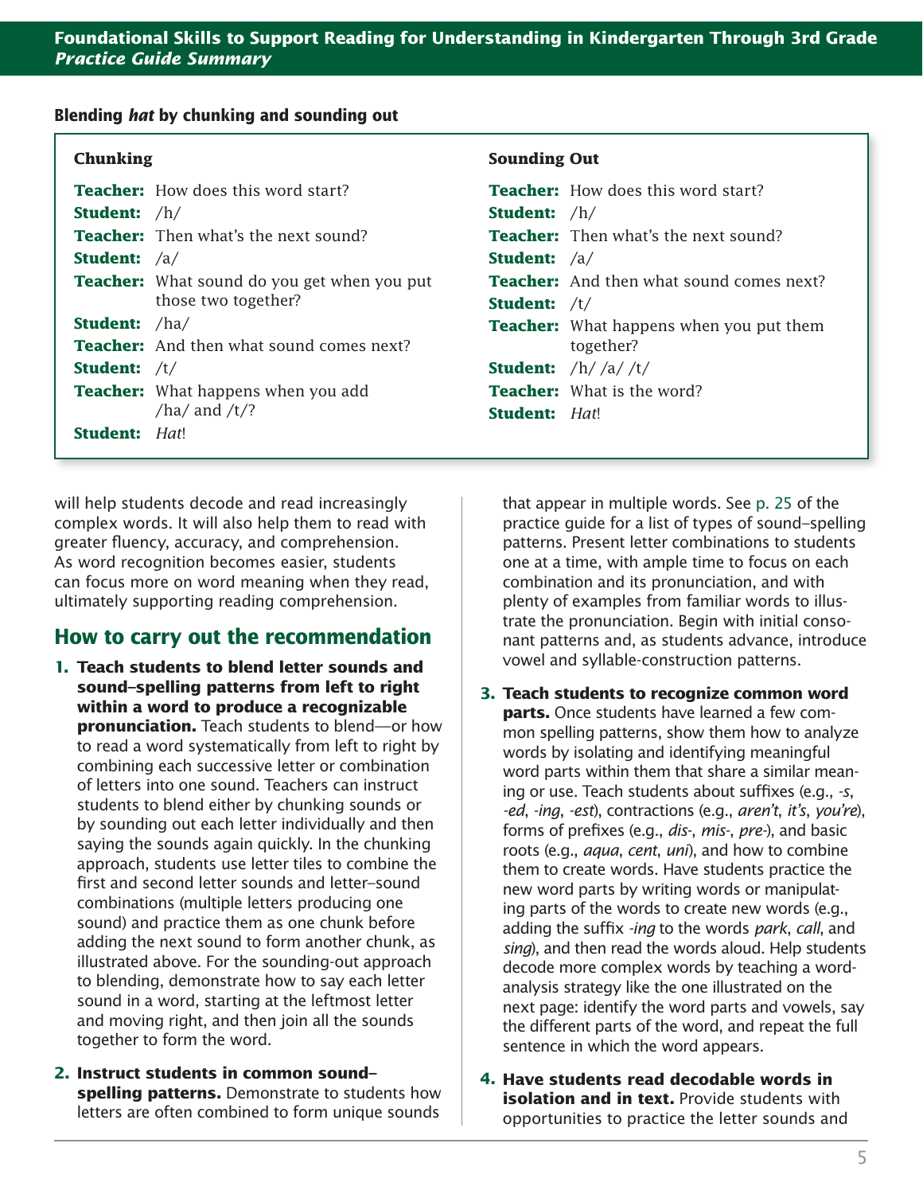**Blending *hat* by chunking and sounding out**

**Chunking**

**Teacher:** How does this word start?
**Student:** /h/
**Teacher:** Then what's the next sound?
**Student:** /a/
**Teacher:** What sound do you get when you put those two together?
**Student:** /ha/
**Teacher:** And then what sound comes next?
**Student:** /t/
**Teacher:** What happens when you add /ha/ and /t/?
**Student:** *Hat*!

**Sounding Out**

**Teacher:** How does this word start?
**Student:** /h/
**Teacher:** Then what's the next sound?
**Student:** /a/
**Teacher:** And then what sound comes next?
**Student:** /t/
**Teacher:** What happens when you put them together?
**Student:** /h/ /a/ /t/
**Teacher:** What is the word?
**Student:** *Hat*!

will help students decode and read increasingly complex words. It will also help them to read with greater fluency, accuracy, and comprehension. As word recognition becomes easier, students can focus more on word meaning when they read, ultimately supporting reading comprehension.

## How to carry out the recommendation

1. **Teach students to blend letter sounds and sound–spelling patterns from left to right within a word to produce a recognizable pronunciation.** Teach students to blend—or how to read a word systematically from left to right by combining each successive letter or combination of letters into one sound. Teachers can instruct students to blend either by chunking sounds or by sounding out each letter individually and then saying the sounds again quickly. In the chunking approach, students use letter tiles to combine the first and second letter sounds and letter–sound combinations (multiple letters producing one sound) and practice them as one chunk before adding the next sound to form another chunk, as illustrated above. For the sounding-out approach to blending, demonstrate how to say each letter sound in a word, starting at the leftmost letter and moving right, and then join all the sounds together to form the word.

2. **Instruct students in common sound–spelling patterns.** Demonstrate to students how letters are often combined to form unique sounds that appear in multiple words. See p. 25 of the practice guide for a list of types of sound–spelling patterns. Present letter combinations to students one at a time, with ample time to focus on each combination and its pronunciation, and with plenty of examples from familiar words to illustrate the pronunciation. Begin with initial consonant patterns and, as students advance, introduce vowel and syllable-construction patterns.

3. **Teach students to recognize common word parts.** Once students have learned a few common spelling patterns, show them how to analyze words by isolating and identifying meaningful word parts within them that share a similar meaning or use. Teach students about suffixes (e.g., *-s*, *-ed*, *-ing*, *-est*), contractions (e.g., *aren't*, *it's*, *you're*), forms of prefixes (e.g., *dis-*, *mis-*, *pre-*), and basic roots (e.g., *aqua*, *cent*, *uni*), and how to combine them to create words. Have students practice the new word parts by writing words or manipulating parts of the words to create new words (e.g., adding the suffix *-ing* to the words *park*, *call*, and *sing*), and then read the words aloud. Help students decode more complex words by teaching a word-analysis strategy like the one illustrated on the next page: identify the word parts and vowels, say the different parts of the word, and repeat the full sentence in which the word appears.

4. **Have students read decodable words in isolation and in text.** Provide students with opportunities to practice the letter sounds and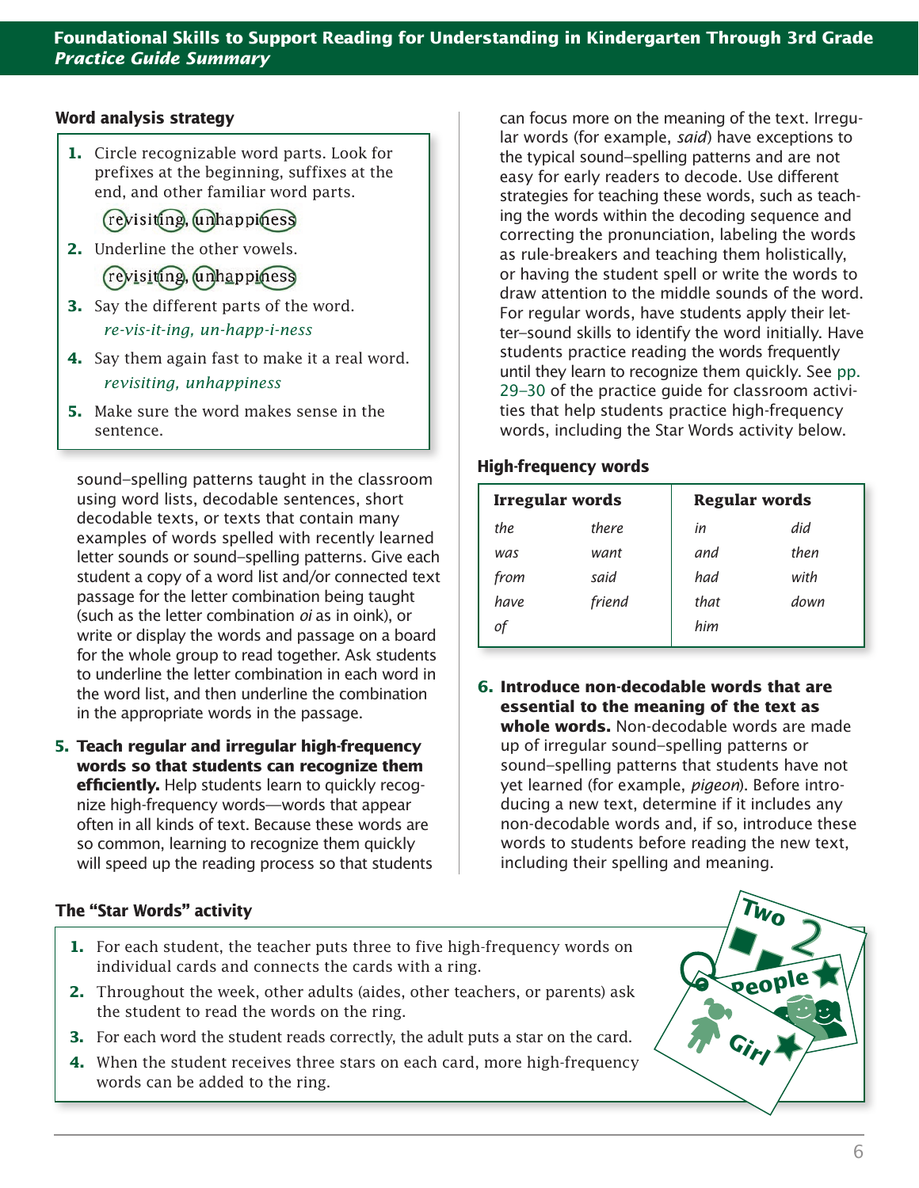### Word analysis strategy

1. Circle recognizable word parts. Look for prefixes at the beginning, suffixes at the end, and other familiar word parts.

   revisiting, unhappiness

2. Underline the other vowels.

   revisiting, unhappiness

3. Say the different parts of the word.

   *re-vis-it-ing, un-happ-i-ness*

4. Say them again fast to make it a real word.

   *revisiting, unhappiness*

5. Make sure the word makes sense in the sentence.

sound–spelling patterns taught in the classroom using word lists, decodable sentences, short decodable texts, or texts that contain many examples of words spelled with recently learned letter sounds or sound–spelling patterns. Give each student a copy of a word list and/or connected text passage for the letter combination being taught (such as the letter combination *oi* as in oink), or write or display the words and passage on a board for the whole group to read together. Ask students to underline the letter combination in each word in the word list, and then underline the combination in the appropriate words in the passage.

5. **Teach regular and irregular high-frequency words so that students can recognize them efficiently.** Help students learn to quickly recognize high-frequency words—words that appear often in all kinds of text. Because these words are so common, learning to recognize them quickly will speed up the reading process so that students can focus more on the meaning of the text. Irregular words (for example, *said*) have exceptions to the typical sound–spelling patterns and are not easy for early readers to decode. Use different strategies for teaching these words, such as teaching the words within the decoding sequence and correcting the pronunciation, labeling the words as rule-breakers and teaching them holistically, or having the student spell or write the words to draw attention to the middle sounds of the word. For regular words, have students apply their letter–sound skills to identify the word initially. Have students practice reading the words frequently until they learn to recognize them quickly. See pp. 29–30 of the practice guide for classroom activities that help students practice high-frequency words, including the Star Words activity below.

### High-frequency words

| Irregular words | | Regular words | |
|---|---|---|---|
| *the* | *there* | *in* | *did* |
| *was* | *want* | *and* | *then* |
| *from* | *said* | *had* | *with* |
| *have* | *friend* | *that* | *down* |
| *of* | | *him* | |

6. **Introduce non-decodable words that are essential to the meaning of the text as whole words.** Non-decodable words are made up of irregular sound–spelling patterns or sound–spelling patterns that students have not yet learned (for example, *pigeon*). Before introducing a new text, determine if it includes any non-decodable words and, if so, introduce these words to students before reading the new text, including their spelling and meaning.

### The "Star Words" activity

1. For each student, the teacher puts three to five high-frequency words on individual cards and connects the cards with a ring.
2. Throughout the week, other adults (aides, other teachers, or parents) ask the student to read the words on the ring.
3. For each word the student reads correctly, the adult puts a star on the card.
4. When the student receives three stars on each card, more high-frequency words can be added to the ring.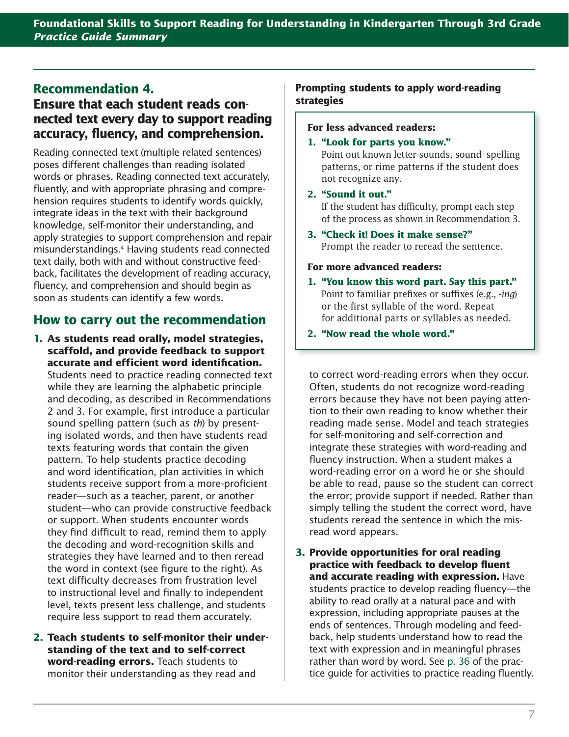## Recommendation 4.

### Ensure that each student reads connected text every day to support reading accuracy, fluency, and comprehension.

Reading connected text (multiple related sentences) poses different challenges than reading isolated words or phrases. Reading connected text accurately, fluently, and with appropriate phrasing and comprehension requires students to identify words quickly, integrate ideas in the text with their background knowledge, self-monitor their understanding, and apply strategies to support comprehension and repair misunderstandings.[4] Having students read connected text daily, both with and without constructive feedback, facilitates the development of reading accuracy, fluency, and comprehension and should begin as soon as students can identify a few words.

## How to carry out the recommendation

1. **As students read orally, model strategies, scaffold, and provide feedback to support accurate and efficient word identification.** Students need to practice reading connected text while they are learning the alphabetic principle and decoding, as described in Recommendations 2 and 3. For example, first introduce a particular sound spelling pattern (such as *th*) by presenting isolated words, and then have students read texts featuring words that contain the given pattern. To help students practice decoding and word identification, plan activities in which students receive support from a more-proficient reader—such as a teacher, parent, or another student—who can provide constructive feedback or support. When students encounter words they find difficult to read, remind them to apply the decoding and word-recognition skills and strategies they have learned and to then reread the word in context (see figure to the right). As text difficulty decreases from frustration level to instructional level and finally to independent level, texts present less challenge, and students require less support to read them accurately.

2. **Teach students to self-monitor their understanding of the text and to self-correct word-reading errors.** Teach students to monitor their understanding as they read and to correct word-reading errors when they occur. Often, students do not recognize word-reading errors because they have not been paying attention to their own reading to know whether their reading made sense. Model and teach strategies for self-monitoring and self-correction and integrate these strategies with word-reading and fluency instruction. When a student makes a word-reading error on a word he or she should be able to read, pause so the student can correct the error; provide support if needed. Rather than simply telling the student the correct word, have students reread the sentence in which the misread word appears.

3. **Provide opportunities for oral reading practice with feedback to develop fluent and accurate reading with expression.** Have students practice to develop reading fluency—the ability to read orally at a natural pace and with expression, including appropriate pauses at the ends of sentences. Through modeling and feedback, help students understand how to read the text with expression and in meaningful phrases rather than word by word. See p. 36 of the practice guide for activities to practice reading fluently.

**Prompting students to apply word-reading strategies**

**For less advanced readers:**

1. **"Look for parts you know."**
   Point out known letter sounds, sound–spelling patterns, or rime patterns if the student does not recognize any.
2. **"Sound it out."**
   If the student has difficulty, prompt each step of the process as shown in Recommendation 3.
3. **"Check it! Does it make sense?"**
   Prompt the reader to reread the sentence.

**For more advanced readers:**

1. **"You know this word part. Say this part."**
   Point to familiar prefixes or suffixes (e.g., *-ing*) or the first syllable of the word. Repeat for additional parts or syllables as needed.
2. **"Now read the whole word."**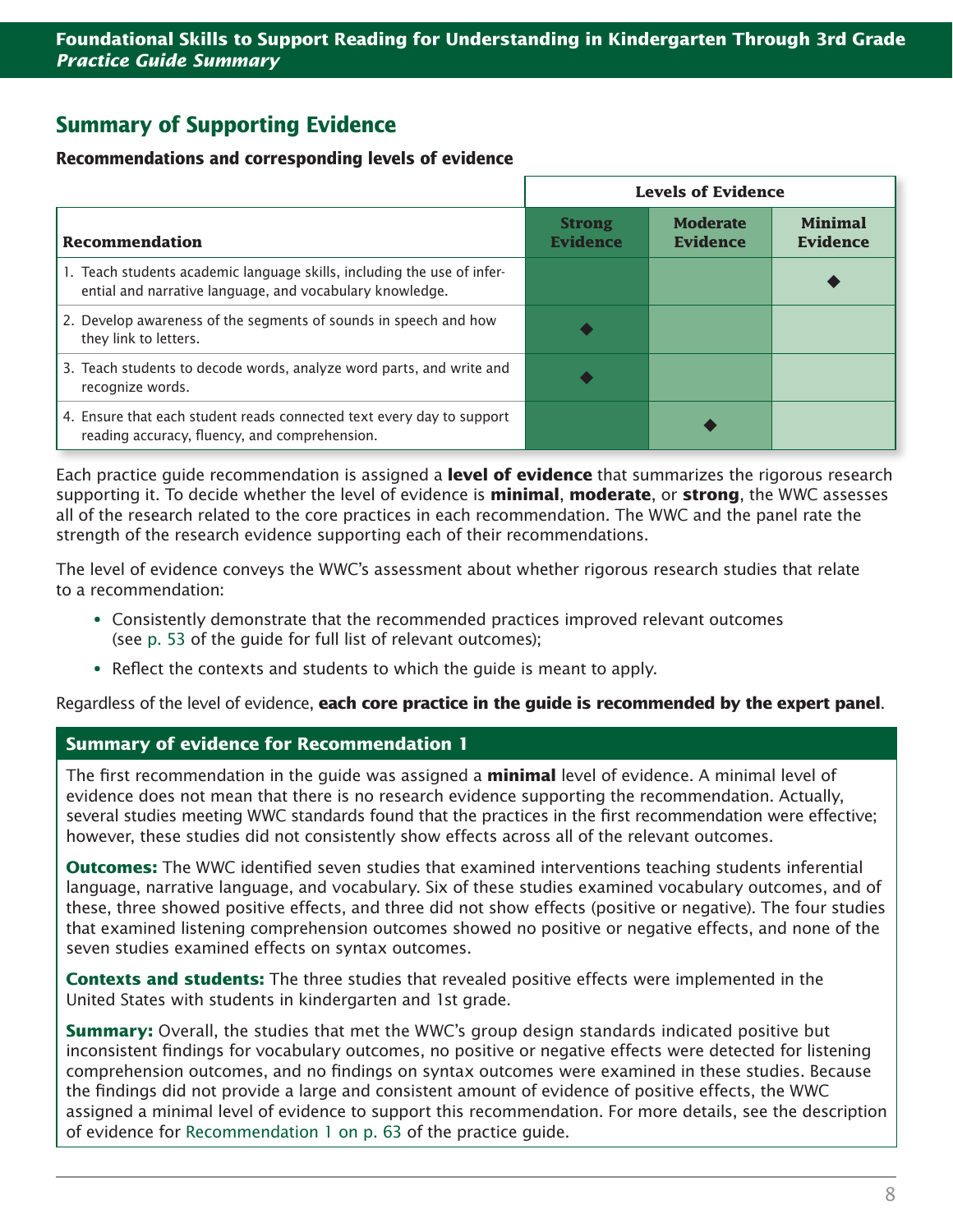## Summary of Supporting Evidence

**Recommendations and corresponding levels of evidence**

| Recommendation | Levels of Evidence | | |
|---|---|---|---|
| | Strong Evidence | Moderate Evidence | Minimal Evidence |
| 1. Teach students academic language skills, including the use of inferential and narrative language, and vocabulary knowledge. | | | ◆ |
| 2. Develop awareness of the segments of sounds in speech and how they link to letters. | ◆ | | |
| 3. Teach students to decode words, analyze word parts, and write and recognize words. | ◆ | | |
| 4. Ensure that each student reads connected text every day to support reading accuracy, fluency, and comprehension. | | ◆ | |

Each practice guide recommendation is assigned a **level of evidence** that summarizes the rigorous research supporting it. To decide whether the level of evidence is **minimal**, **moderate**, or **strong**, the WWC assesses all of the research related to the core practices in each recommendation. The WWC and the panel rate the strength of the research evidence supporting each of their recommendations.

The level of evidence conveys the WWC's assessment about whether rigorous research studies that relate to a recommendation:

- Consistently demonstrate that the recommended practices improved relevant outcomes (see p. 53 of the guide for full list of relevant outcomes);
- Reflect the contexts and students to which the guide is meant to apply.

Regardless of the level of evidence, **each core practice in the guide is recommended by the expert panel**.

### Summary of evidence for Recommendation 1

The first recommendation in the guide was assigned a **minimal** level of evidence. A minimal level of evidence does not mean that there is no research evidence supporting the recommendation. Actually, several studies meeting WWC standards found that the practices in the first recommendation were effective; however, these studies did not consistently show effects across all of the relevant outcomes.

**Outcomes:** The WWC identified seven studies that examined interventions teaching students inferential language, narrative language, and vocabulary. Six of these studies examined vocabulary outcomes, and of these, three showed positive effects, and three did not show effects (positive or negative). The four studies that examined listening comprehension outcomes showed no positive or negative effects, and none of the seven studies examined effects on syntax outcomes.

**Contexts and students:** The three studies that revealed positive effects were implemented in the United States with students in kindergarten and 1st grade.

**Summary:** Overall, the studies that met the WWC's group design standards indicated positive but inconsistent findings for vocabulary outcomes, no positive or negative effects were detected for listening comprehension outcomes, and no findings on syntax outcomes were examined in these studies. Because the findings did not provide a large and consistent amount of evidence of positive effects, the WWC assigned a minimal level of evidence to support this recommendation. For more details, see the description of evidence for Recommendation 1 on p. 63 of the practice guide.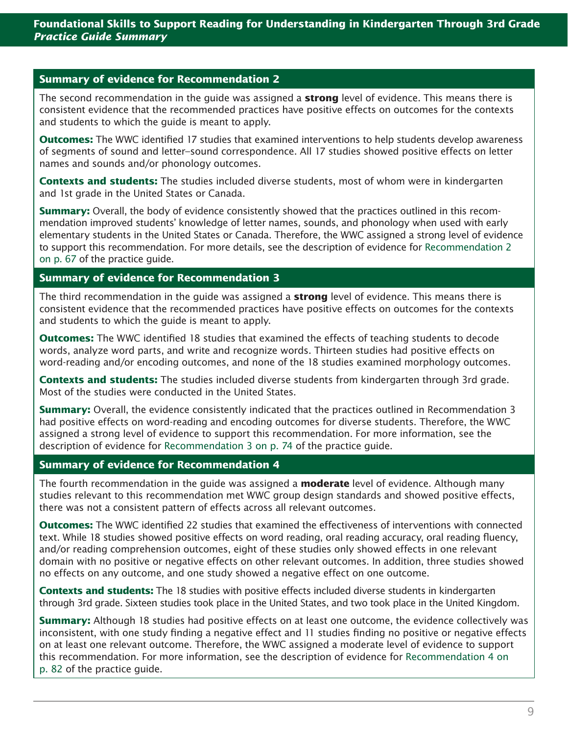## Summary of evidence for Recommendation 2

The second recommendation in the guide was assigned a **strong** level of evidence. This means there is consistent evidence that the recommended practices have positive effects on outcomes for the contexts and students to which the guide is meant to apply.

**Outcomes:** The WWC identified 17 studies that examined interventions to help students develop awareness of segments of sound and letter–sound correspondence. All 17 studies showed positive effects on letter names and sounds and/or phonology outcomes.

**Contexts and students:** The studies included diverse students, most of whom were in kindergarten and 1st grade in the United States or Canada.

**Summary:** Overall, the body of evidence consistently showed that the practices outlined in this recommendation improved students' knowledge of letter names, sounds, and phonology when used with early elementary students in the United States or Canada. Therefore, the WWC assigned a strong level of evidence to support this recommendation. For more details, see the description of evidence for Recommendation 2 on p. 67 of the practice guide.

## Summary of evidence for Recommendation 3

The third recommendation in the guide was assigned a **strong** level of evidence. This means there is consistent evidence that the recommended practices have positive effects on outcomes for the contexts and students to which the guide is meant to apply.

**Outcomes:** The WWC identified 18 studies that examined the effects of teaching students to decode words, analyze word parts, and write and recognize words. Thirteen studies had positive effects on word-reading and/or encoding outcomes, and none of the 18 studies examined morphology outcomes.

**Contexts and students:** The studies included diverse students from kindergarten through 3rd grade. Most of the studies were conducted in the United States.

**Summary:** Overall, the evidence consistently indicated that the practices outlined in Recommendation 3 had positive effects on word-reading and encoding outcomes for diverse students. Therefore, the WWC assigned a strong level of evidence to support this recommendation. For more information, see the description of evidence for Recommendation 3 on p. 74 of the practice guide.

## Summary of evidence for Recommendation 4

The fourth recommendation in the guide was assigned a **moderate** level of evidence. Although many studies relevant to this recommendation met WWC group design standards and showed positive effects, there was not a consistent pattern of effects across all relevant outcomes.

**Outcomes:** The WWC identified 22 studies that examined the effectiveness of interventions with connected text. While 18 studies showed positive effects on word reading, oral reading accuracy, oral reading fluency, and/or reading comprehension outcomes, eight of these studies only showed effects in one relevant domain with no positive or negative effects on other relevant outcomes. In addition, three studies showed no effects on any outcome, and one study showed a negative effect on one outcome.

**Contexts and students:** The 18 studies with positive effects included diverse students in kindergarten through 3rd grade. Sixteen studies took place in the United States, and two took place in the United Kingdom.

**Summary:** Although 18 studies had positive effects on at least one outcome, the evidence collectively was inconsistent, with one study finding a negative effect and 11 studies finding no positive or negative effects on at least one relevant outcome. Therefore, the WWC assigned a moderate level of evidence to support this recommendation. For more information, see the description of evidence for Recommendation 4 on p. 82 of the practice guide.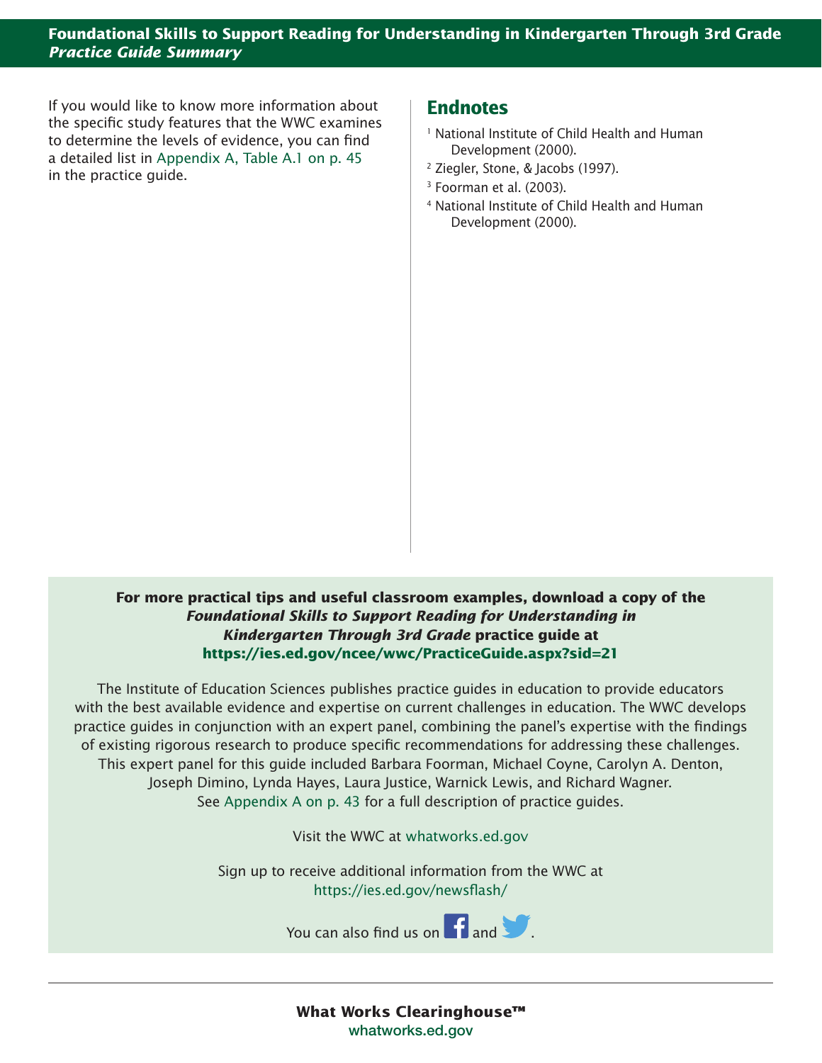If you would like to know more information about the specific study features that the WWC examines to determine the levels of evidence, you can find a detailed list in Appendix A, Table A.1 on p. 45 in the practice guide.

## Endnotes

[1] National Institute of Child Health and Human Development (2000).

[2] Ziegler, Stone, & Jacobs (1997).

[3] Foorman et al. (2003).

[4] National Institute of Child Health and Human Development (2000).

**For more practical tips and useful classroom examples, download a copy of the *Foundational Skills to Support Reading for Understanding in Kindergarten Through 3rd Grade* practice guide at https://ies.ed.gov/ncee/wwc/PracticeGuide.aspx?sid=21**

The Institute of Education Sciences publishes practice guides in education to provide educators with the best available evidence and expertise on current challenges in education. The WWC develops practice guides in conjunction with an expert panel, combining the panel's expertise with the findings of existing rigorous research to produce specific recommendations for addressing these challenges. This expert panel for this guide included Barbara Foorman, Michael Coyne, Carolyn A. Denton, Joseph Dimino, Lynda Hayes, Laura Justice, Warnick Lewis, and Richard Wagner. See Appendix A on p. 43 for a full description of practice guides.

Visit the WWC at whatworks.ed.gov

Sign up to receive additional information from the WWC at https://ies.ed.gov/newsflash/

You can also find us on Facebook and Twitter.

**What Works Clearinghouse™**
whatworks.ed.gov